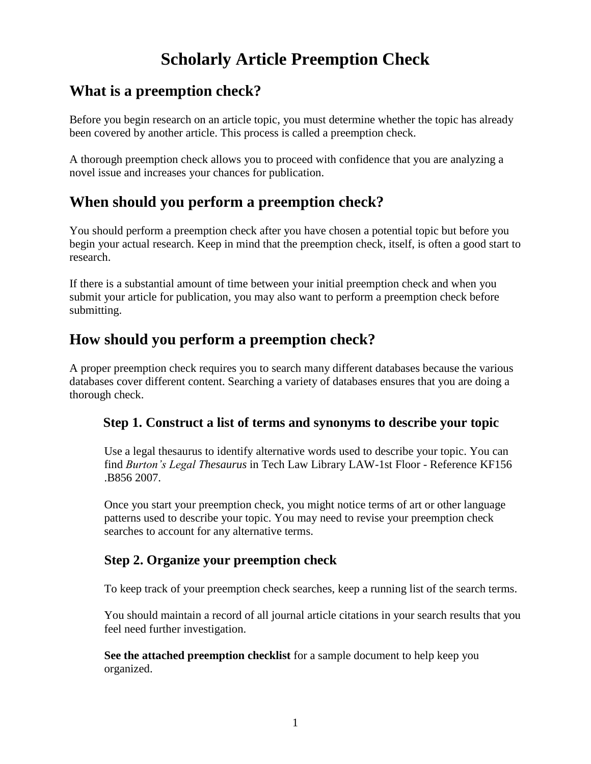# Scholarly Article Preemption Check

## What is a preemption check?

Before you begin research on an article topic, you must determine whether the topic has already been covered by another article. This process is called a preemption check.

A thorough preemption check allows you to proceed with confidence that you are analyzing a novel issue and increases your chances for publication.

## When should you perform a preemption check?

You should perform a preemption check after you have chosen a potential topic but before you begin your actual research. Keep in mind that the preemption check, itself, is often a good start to research.

If there is a substantial amount of time between your initial preemption check and when you submit your article for publication, you may also want to perform a preemption check before submitting.

## How should you perform a preemption check?

A proper preemption check requires you to search many different databases because the various databases cover different content. Searching a variety of databases ensures that you are doing a thorough check.

### Step 1. Construct a list of terms and synonyms to describe your topic

Use a legal thesaurus to identify alternative words used to describe your topic. You can find *Burton's Legal Thesaurus* in Tech Law Library LAW-1st Floor - Reference KF156 .B856 2007.

Once you start your preemption check, you might notice terms of art or other language patterns used to describe your topic. You may need to revise your preemption check searches to account for any alternative terms.

### Step 2. Organize your preemption check

To keep track of your preemption check searches, keep a running list of the search terms.

You should maintain a record of all journal article citations in your search results that you feel need further investigation.

**See the attached preemption checklist** for a sample document to help keep you organized.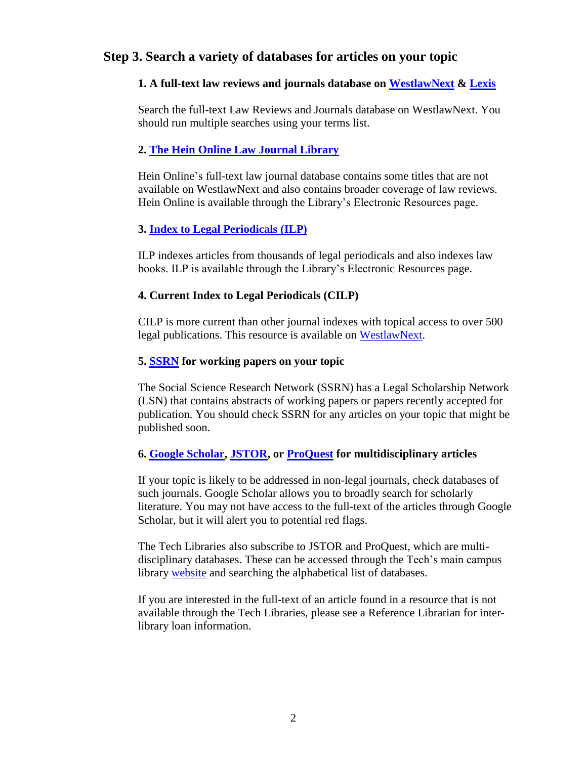## Step 3. Search a variety of databases for articles on your topic

### 1. A full-text law reviews and journals database on WestlawNext & Lexis

Search the full-text Law Reviews and Journals database on WestlawNext. You should run multiple searches using your terms list.

### 2. The Hein Online Law Journal Library

Hein Online's full-text law journal database contains some titles that are not available on WestlawNext and also contains broader coverage of law reviews. Hein Online is available through the Library's Electronic Resources page.

### 3. Index to Legal Periodicals (ILP)

ILP indexes articles from thousands of legal periodicals and also indexes law books. ILP is available through the Library's Electronic Resources page.

### 4. Current Index to Legal Periodicals (CILP)

CILP is more current than other journal indexes with topical access to over 500 legal publications. This resource is available on WestlawNext.

### 5. SSRN for working papers on your topic

The Social Science Research Network (SSRN) has a Legal Scholarship Network (LSN) that contains abstracts of working papers or papers recently accepted for publication. You should check SSRN for any articles on your topic that might be published soon.

### 6. Google Scholar, JSTOR, or ProQuest for multidisciplinary articles

If your topic is likely to be addressed in non-legal journals, check databases of such journals. Google Scholar allows you to broadly search for scholarly literature. You may not have access to the full-text of the articles through Google Scholar, but it will alert you to potential red flags.

The Tech Libraries also subscribe to JSTOR and ProQuest, which are multi-disciplinary databases. These can be accessed through the Tech's main campus library website and searching the alphabetical list of databases.

If you are interested in the full-text of an article found in a resource that is not available through the Tech Libraries, please see a Reference Librarian for inter-library loan information.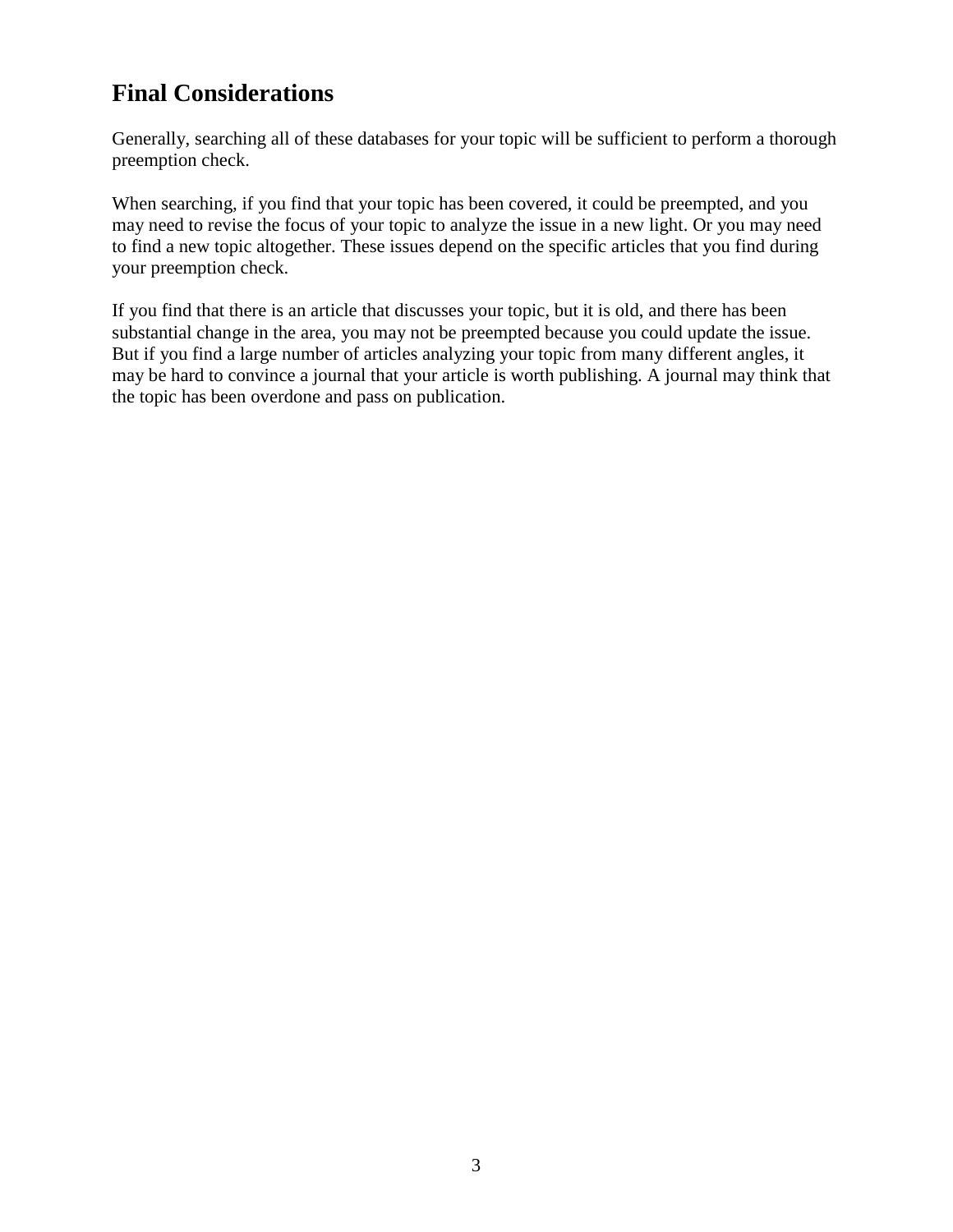## Final Considerations

Generally, searching all of these databases for your topic will be sufficient to perform a thorough preemption check.

When searching, if you find that your topic has been covered, it could be preempted, and you may need to revise the focus of your topic to analyze the issue in a new light. Or you may need to find a new topic altogether. These issues depend on the specific articles that you find during your preemption check.

If you find that there is an article that discusses your topic, but it is old, and there has been substantial change in the area, you may not be preempted because you could update the issue. But if you find a large number of articles analyzing your topic from many different angles, it may be hard to convince a journal that your article is worth publishing. A journal may think that the topic has been overdone and pass on publication.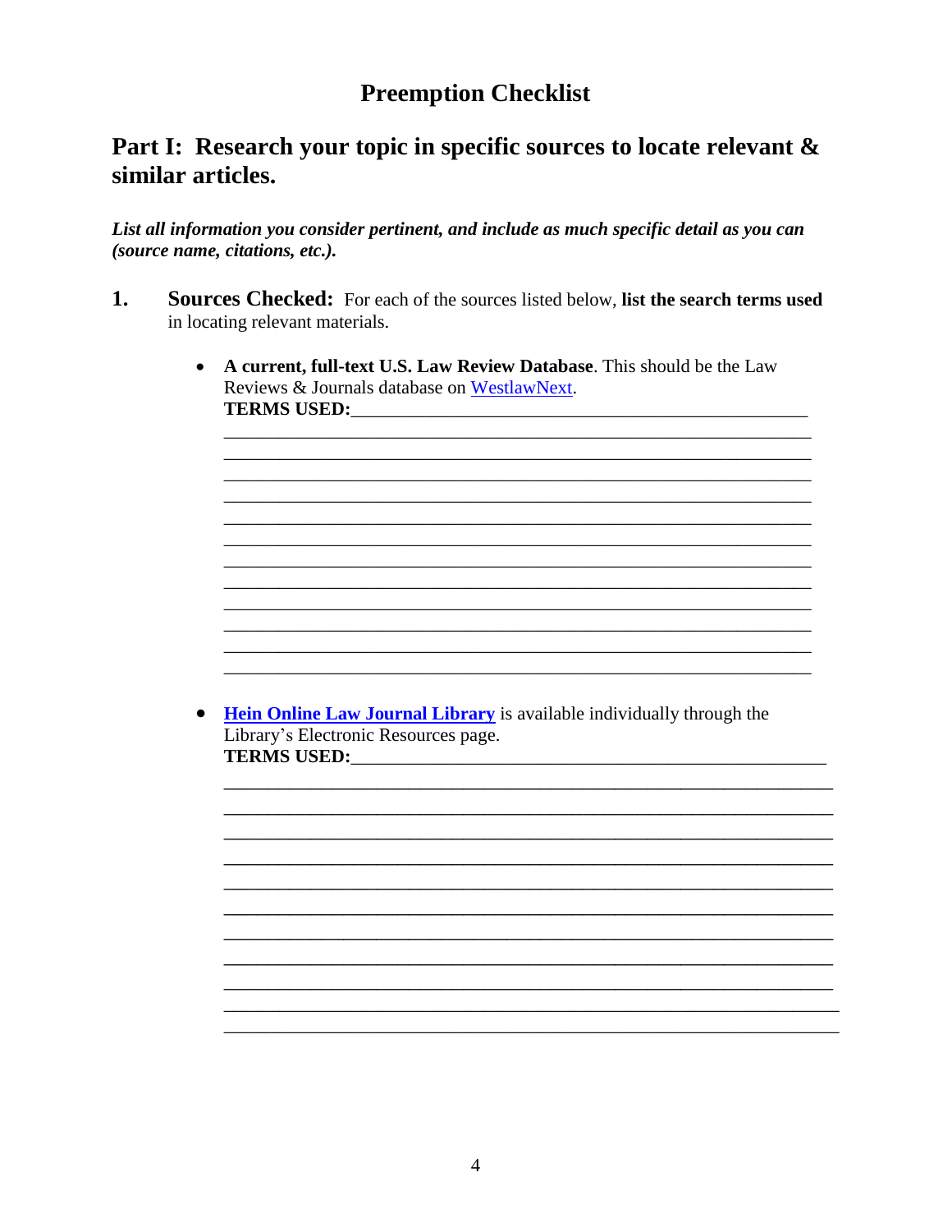# Preemption Checklist

## Part I: Research your topic in specific sources to locate relevant & similar articles.

***List all information you consider pertinent, and include as much specific detail as you can (source name, citations, etc.).***

1. **Sources Checked:** For each of the sources listed below, **list the search terms used** in locating relevant materials.

   - **A current, full-text U.S. Law Review Database**. This should be the Law Reviews & Journals database on WestlawNext.
     **TERMS USED:**\_\_\_\_\_\_\_\_\_\_\_\_\_\_\_\_\_\_\_\_\_\_\_\_\_\_\_\_\_\_\_\_\_\_\_\_\_\_\_\_\_\_\_\_\_\_\_\_
     \_\_\_\_\_\_\_\_\_\_\_\_\_\_\_\_\_\_\_\_\_\_\_\_\_\_\_\_\_\_\_\_\_\_\_\_\_\_\_\_\_\_\_\_\_\_\_\_\_\_\_\_\_\_\_\_\_\_\_\_
     \_\_\_\_\_\_\_\_\_\_\_\_\_\_\_\_\_\_\_\_\_\_\_\_\_\_\_\_\_\_\_\_\_\_\_\_\_\_\_\_\_\_\_\_\_\_\_\_\_\_\_\_\_\_\_\_\_\_\_\_
     \_\_\_\_\_\_\_\_\_\_\_\_\_\_\_\_\_\_\_\_\_\_\_\_\_\_\_\_\_\_\_\_\_\_\_\_\_\_\_\_\_\_\_\_\_\_\_\_\_\_\_\_\_\_\_\_\_\_\_\_
     \_\_\_\_\_\_\_\_\_\_\_\_\_\_\_\_\_\_\_\_\_\_\_\_\_\_\_\_\_\_\_\_\_\_\_\_\_\_\_\_\_\_\_\_\_\_\_\_\_\_\_\_\_\_\_\_\_\_\_\_
     \_\_\_\_\_\_\_\_\_\_\_\_\_\_\_\_\_\_\_\_\_\_\_\_\_\_\_\_\_\_\_\_\_\_\_\_\_\_\_\_\_\_\_\_\_\_\_\_\_\_\_\_\_\_\_\_\_\_\_\_
     \_\_\_\_\_\_\_\_\_\_\_\_\_\_\_\_\_\_\_\_\_\_\_\_\_\_\_\_\_\_\_\_\_\_\_\_\_\_\_\_\_\_\_\_\_\_\_\_\_\_\_\_\_\_\_\_\_\_\_\_
     \_\_\_\_\_\_\_\_\_\_\_\_\_\_\_\_\_\_\_\_\_\_\_\_\_\_\_\_\_\_\_\_\_\_\_\_\_\_\_\_\_\_\_\_\_\_\_\_\_\_\_\_\_\_\_\_\_\_\_\_
     \_\_\_\_\_\_\_\_\_\_\_\_\_\_\_\_\_\_\_\_\_\_\_\_\_\_\_\_\_\_\_\_\_\_\_\_\_\_\_\_\_\_\_\_\_\_\_\_\_\_\_\_\_\_\_\_\_\_\_\_
     \_\_\_\_\_\_\_\_\_\_\_\_\_\_\_\_\_\_\_\_\_\_\_\_\_\_\_\_\_\_\_\_\_\_\_\_\_\_\_\_\_\_\_\_\_\_\_\_\_\_\_\_\_\_\_\_\_\_\_\_
     \_\_\_\_\_\_\_\_\_\_\_\_\_\_\_\_\_\_\_\_\_\_\_\_\_\_\_\_\_\_\_\_\_\_\_\_\_\_\_\_\_\_\_\_\_\_\_\_\_\_\_\_\_\_\_\_\_\_\_\_
     \_\_\_\_\_\_\_\_\_\_\_\_\_\_\_\_\_\_\_\_\_\_\_\_\_\_\_\_\_\_\_\_\_\_\_\_\_\_\_\_\_\_\_\_\_\_\_\_\_\_\_\_\_\_\_\_\_\_\_\_
     \_\_\_\_\_\_\_\_\_\_\_\_\_\_\_\_\_\_\_\_\_\_\_\_\_\_\_\_\_\_\_\_\_\_\_\_\_\_\_\_\_\_\_\_\_\_\_\_\_\_\_\_\_\_\_\_\_\_\_\_

   - **Hein Online Law Journal Library** is available individually through the Library's Electronic Resources page.
     **TERMS USED:**\_\_\_\_\_\_\_\_\_\_\_\_\_\_\_\_\_\_\_\_\_\_\_\_\_\_\_\_\_\_\_\_\_\_\_\_\_\_\_\_\_\_\_\_\_\_\_\_
     \_\_\_\_\_\_\_\_\_\_\_\_\_\_\_\_\_\_\_\_\_\_\_\_\_\_\_\_\_\_\_\_\_\_\_\_\_\_\_\_\_\_\_\_\_\_\_\_\_\_\_\_\_\_\_\_\_\_\_\_
     \_\_\_\_\_\_\_\_\_\_\_\_\_\_\_\_\_\_\_\_\_\_\_\_\_\_\_\_\_\_\_\_\_\_\_\_\_\_\_\_\_\_\_\_\_\_\_\_\_\_\_\_\_\_\_\_\_\_\_\_
     \_\_\_\_\_\_\_\_\_\_\_\_\_\_\_\_\_\_\_\_\_\_\_\_\_\_\_\_\_\_\_\_\_\_\_\_\_\_\_\_\_\_\_\_\_\_\_\_\_\_\_\_\_\_\_\_\_\_\_\_
     \_\_\_\_\_\_\_\_\_\_\_\_\_\_\_\_\_\_\_\_\_\_\_\_\_\_\_\_\_\_\_\_\_\_\_\_\_\_\_\_\_\_\_\_\_\_\_\_\_\_\_\_\_\_\_\_\_\_\_\_
     \_\_\_\_\_\_\_\_\_\_\_\_\_\_\_\_\_\_\_\_\_\_\_\_\_\_\_\_\_\_\_\_\_\_\_\_\_\_\_\_\_\_\_\_\_\_\_\_\_\_\_\_\_\_\_\_\_\_\_\_
     \_\_\_\_\_\_\_\_\_\_\_\_\_\_\_\_\_\_\_\_\_\_\_\_\_\_\_\_\_\_\_\_\_\_\_\_\_\_\_\_\_\_\_\_\_\_\_\_\_\_\_\_\_\_\_\_\_\_\_\_
     \_\_\_\_\_\_\_\_\_\_\_\_\_\_\_\_\_\_\_\_\_\_\_\_\_\_\_\_\_\_\_\_\_\_\_\_\_\_\_\_\_\_\_\_\_\_\_\_\_\_\_\_\_\_\_\_\_\_\_\_
     \_\_\_\_\_\_\_\_\_\_\_\_\_\_\_\_\_\_\_\_\_\_\_\_\_\_\_\_\_\_\_\_\_\_\_\_\_\_\_\_\_\_\_\_\_\_\_\_\_\_\_\_\_\_\_\_\_\_\_\_
     \_\_\_\_\_\_\_\_\_\_\_\_\_\_\_\_\_\_\_\_\_\_\_\_\_\_\_\_\_\_\_\_\_\_\_\_\_\_\_\_\_\_\_\_\_\_\_\_\_\_\_\_\_\_\_\_\_\_\_\_
     \_\_\_\_\_\_\_\_\_\_\_\_\_\_\_\_\_\_\_\_\_\_\_\_\_\_\_\_\_\_\_\_\_\_\_\_\_\_\_\_\_\_\_\_\_\_\_\_\_\_\_\_\_\_\_\_\_\_\_\_
     \_\_\_\_\_\_\_\_\_\_\_\_\_\_\_\_\_\_\_\_\_\_\_\_\_\_\_\_\_\_\_\_\_\_\_\_\_\_\_\_\_\_\_\_\_\_\_\_\_\_\_\_\_\_\_\_\_\_\_\_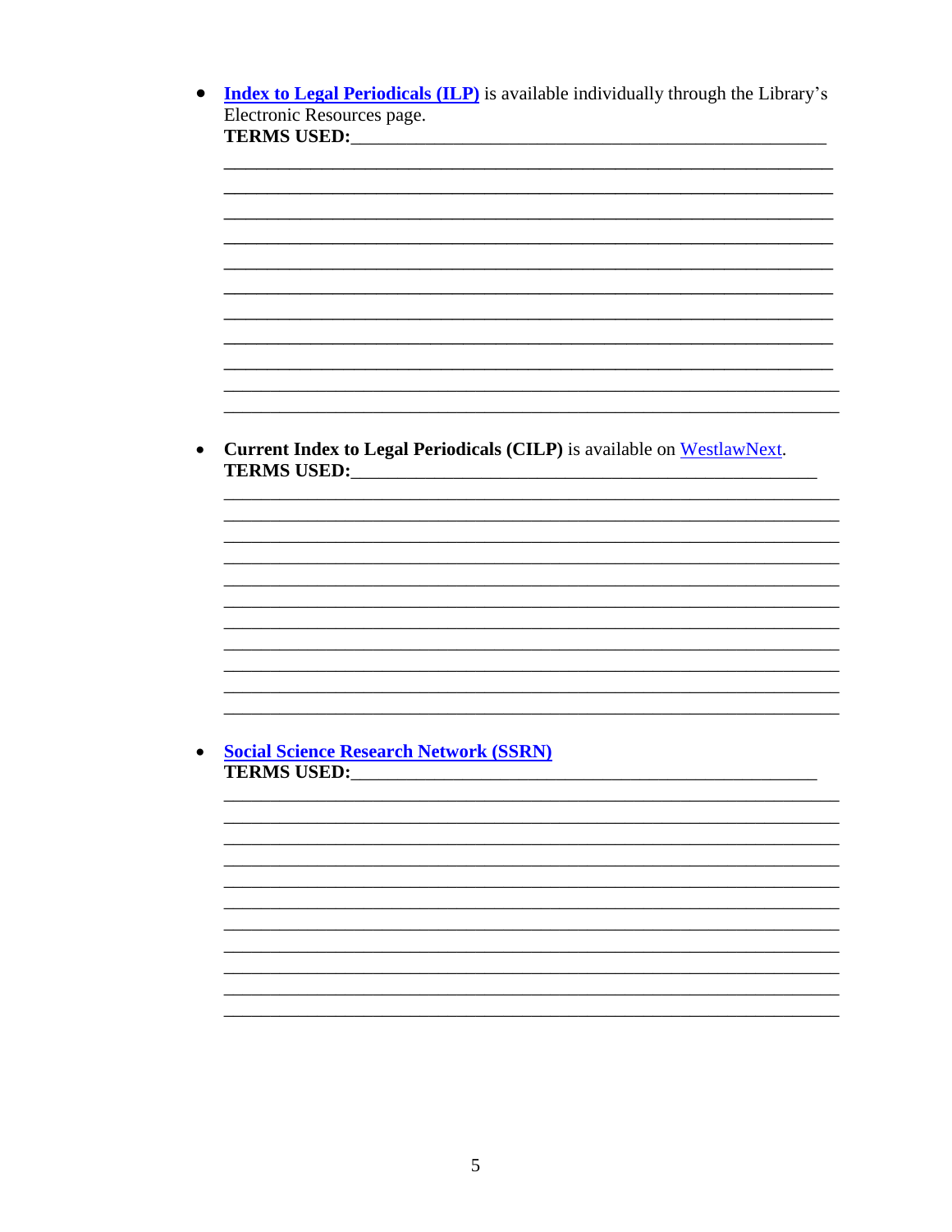- **[Index to Legal Periodicals (ILP)]** is available individually through the Library's Electronic Resources page.
  **TERMS USED:**\_\_\_\_\_\_\_\_\_\_\_\_\_\_\_\_\_\_\_\_\_\_\_\_\_\_\_\_\_\_\_\_\_\_\_\_\_\_\_\_\_\_\_\_\_\_\_\_\_\_\_\_\_\_\_\_\_\_
  \_\_\_\_\_\_\_\_\_\_\_\_\_\_\_\_\_\_\_\_\_\_\_\_\_\_\_\_\_\_\_\_\_\_\_\_\_\_\_\_\_\_\_\_\_\_\_\_\_\_\_\_\_\_\_\_\_\_\_\_\_\_\_\_\_\_\_\_\_\_
  \_\_\_\_\_\_\_\_\_\_\_\_\_\_\_\_\_\_\_\_\_\_\_\_\_\_\_\_\_\_\_\_\_\_\_\_\_\_\_\_\_\_\_\_\_\_\_\_\_\_\_\_\_\_\_\_\_\_\_\_\_\_\_\_\_\_\_\_\_\_
  \_\_\_\_\_\_\_\_\_\_\_\_\_\_\_\_\_\_\_\_\_\_\_\_\_\_\_\_\_\_\_\_\_\_\_\_\_\_\_\_\_\_\_\_\_\_\_\_\_\_\_\_\_\_\_\_\_\_\_\_\_\_\_\_\_\_\_\_\_\_
  \_\_\_\_\_\_\_\_\_\_\_\_\_\_\_\_\_\_\_\_\_\_\_\_\_\_\_\_\_\_\_\_\_\_\_\_\_\_\_\_\_\_\_\_\_\_\_\_\_\_\_\_\_\_\_\_\_\_\_\_\_\_\_\_\_\_\_\_\_\_
  \_\_\_\_\_\_\_\_\_\_\_\_\_\_\_\_\_\_\_\_\_\_\_\_\_\_\_\_\_\_\_\_\_\_\_\_\_\_\_\_\_\_\_\_\_\_\_\_\_\_\_\_\_\_\_\_\_\_\_\_\_\_\_\_\_\_\_\_\_\_
  \_\_\_\_\_\_\_\_\_\_\_\_\_\_\_\_\_\_\_\_\_\_\_\_\_\_\_\_\_\_\_\_\_\_\_\_\_\_\_\_\_\_\_\_\_\_\_\_\_\_\_\_\_\_\_\_\_\_\_\_\_\_\_\_\_\_\_\_\_\_
  \_\_\_\_\_\_\_\_\_\_\_\_\_\_\_\_\_\_\_\_\_\_\_\_\_\_\_\_\_\_\_\_\_\_\_\_\_\_\_\_\_\_\_\_\_\_\_\_\_\_\_\_\_\_\_\_\_\_\_\_\_\_\_\_\_\_\_\_\_\_
  \_\_\_\_\_\_\_\_\_\_\_\_\_\_\_\_\_\_\_\_\_\_\_\_\_\_\_\_\_\_\_\_\_\_\_\_\_\_\_\_\_\_\_\_\_\_\_\_\_\_\_\_\_\_\_\_\_\_\_\_\_\_\_\_\_\_\_\_\_\_
  \_\_\_\_\_\_\_\_\_\_\_\_\_\_\_\_\_\_\_\_\_\_\_\_\_\_\_\_\_\_\_\_\_\_\_\_\_\_\_\_\_\_\_\_\_\_\_\_\_\_\_\_\_\_\_\_\_\_\_\_\_\_\_\_\_\_\_\_\_\_
  \_\_\_\_\_\_\_\_\_\_\_\_\_\_\_\_\_\_\_\_\_\_\_\_\_\_\_\_\_\_\_\_\_\_\_\_\_\_\_\_\_\_\_\_\_\_\_\_\_\_\_\_\_\_\_\_\_\_\_\_\_\_\_\_\_\_\_\_\_\_
  \_\_\_\_\_\_\_\_\_\_\_\_\_\_\_\_\_\_\_\_\_\_\_\_\_\_\_\_\_\_\_\_\_\_\_\_\_\_\_\_\_\_\_\_\_\_\_\_\_\_\_\_\_\_\_\_\_\_\_\_\_\_\_\_\_\_\_\_\_\_

- **Current Index to Legal Periodicals (CILP)** is available on [WestlawNext].
  **TERMS USED:**\_\_\_\_\_\_\_\_\_\_\_\_\_\_\_\_\_\_\_\_\_\_\_\_\_\_\_\_\_\_\_\_\_\_\_\_\_\_\_\_\_\_\_\_\_\_\_\_\_\_\_\_\_\_\_\_\_\_
  \_\_\_\_\_\_\_\_\_\_\_\_\_\_\_\_\_\_\_\_\_\_\_\_\_\_\_\_\_\_\_\_\_\_\_\_\_\_\_\_\_\_\_\_\_\_\_\_\_\_\_\_\_\_\_\_\_\_\_\_\_\_\_\_\_\_\_\_\_\_
  \_\_\_\_\_\_\_\_\_\_\_\_\_\_\_\_\_\_\_\_\_\_\_\_\_\_\_\_\_\_\_\_\_\_\_\_\_\_\_\_\_\_\_\_\_\_\_\_\_\_\_\_\_\_\_\_\_\_\_\_\_\_\_\_\_\_\_\_\_\_
  \_\_\_\_\_\_\_\_\_\_\_\_\_\_\_\_\_\_\_\_\_\_\_\_\_\_\_\_\_\_\_\_\_\_\_\_\_\_\_\_\_\_\_\_\_\_\_\_\_\_\_\_\_\_\_\_\_\_\_\_\_\_\_\_\_\_\_\_\_\_
  \_\_\_\_\_\_\_\_\_\_\_\_\_\_\_\_\_\_\_\_\_\_\_\_\_\_\_\_\_\_\_\_\_\_\_\_\_\_\_\_\_\_\_\_\_\_\_\_\_\_\_\_\_\_\_\_\_\_\_\_\_\_\_\_\_\_\_\_\_\_
  \_\_\_\_\_\_\_\_\_\_\_\_\_\_\_\_\_\_\_\_\_\_\_\_\_\_\_\_\_\_\_\_\_\_\_\_\_\_\_\_\_\_\_\_\_\_\_\_\_\_\_\_\_\_\_\_\_\_\_\_\_\_\_\_\_\_\_\_\_\_
  \_\_\_\_\_\_\_\_\_\_\_\_\_\_\_\_\_\_\_\_\_\_\_\_\_\_\_\_\_\_\_\_\_\_\_\_\_\_\_\_\_\_\_\_\_\_\_\_\_\_\_\_\_\_\_\_\_\_\_\_\_\_\_\_\_\_\_\_\_\_
  \_\_\_\_\_\_\_\_\_\_\_\_\_\_\_\_\_\_\_\_\_\_\_\_\_\_\_\_\_\_\_\_\_\_\_\_\_\_\_\_\_\_\_\_\_\_\_\_\_\_\_\_\_\_\_\_\_\_\_\_\_\_\_\_\_\_\_\_\_\_
  \_\_\_\_\_\_\_\_\_\_\_\_\_\_\_\_\_\_\_\_\_\_\_\_\_\_\_\_\_\_\_\_\_\_\_\_\_\_\_\_\_\_\_\_\_\_\_\_\_\_\_\_\_\_\_\_\_\_\_\_\_\_\_\_\_\_\_\_\_\_
  \_\_\_\_\_\_\_\_\_\_\_\_\_\_\_\_\_\_\_\_\_\_\_\_\_\_\_\_\_\_\_\_\_\_\_\_\_\_\_\_\_\_\_\_\_\_\_\_\_\_\_\_\_\_\_\_\_\_\_\_\_\_\_\_\_\_\_\_\_\_
  \_\_\_\_\_\_\_\_\_\_\_\_\_\_\_\_\_\_\_\_\_\_\_\_\_\_\_\_\_\_\_\_\_\_\_\_\_\_\_\_\_\_\_\_\_\_\_\_\_\_\_\_\_\_\_\_\_\_\_\_\_\_\_\_\_\_\_\_\_\_
  \_\_\_\_\_\_\_\_\_\_\_\_\_\_\_\_\_\_\_\_\_\_\_\_\_\_\_\_\_\_\_\_\_\_\_\_\_\_\_\_\_\_\_\_\_\_\_\_\_\_\_\_\_\_\_\_\_\_\_\_\_\_\_\_\_\_\_\_\_\_

- **[Social Science Research Network (SSRN)]**
  **TERMS USED:**\_\_\_\_\_\_\_\_\_\_\_\_\_\_\_\_\_\_\_\_\_\_\_\_\_\_\_\_\_\_\_\_\_\_\_\_\_\_\_\_\_\_\_\_\_\_\_\_\_\_\_\_\_\_\_\_\_\_
  \_\_\_\_\_\_\_\_\_\_\_\_\_\_\_\_\_\_\_\_\_\_\_\_\_\_\_\_\_\_\_\_\_\_\_\_\_\_\_\_\_\_\_\_\_\_\_\_\_\_\_\_\_\_\_\_\_\_\_\_\_\_\_\_\_\_\_\_\_\_
  \_\_\_\_\_\_\_\_\_\_\_\_\_\_\_\_\_\_\_\_\_\_\_\_\_\_\_\_\_\_\_\_\_\_\_\_\_\_\_\_\_\_\_\_\_\_\_\_\_\_\_\_\_\_\_\_\_\_\_\_\_\_\_\_\_\_\_\_\_\_
  \_\_\_\_\_\_\_\_\_\_\_\_\_\_\_\_\_\_\_\_\_\_\_\_\_\_\_\_\_\_\_\_\_\_\_\_\_\_\_\_\_\_\_\_\_\_\_\_\_\_\_\_\_\_\_\_\_\_\_\_\_\_\_\_\_\_\_\_\_\_
  \_\_\_\_\_\_\_\_\_\_\_\_\_\_\_\_\_\_\_\_\_\_\_\_\_\_\_\_\_\_\_\_\_\_\_\_\_\_\_\_\_\_\_\_\_\_\_\_\_\_\_\_\_\_\_\_\_\_\_\_\_\_\_\_\_\_\_\_\_\_
  \_\_\_\_\_\_\_\_\_\_\_\_\_\_\_\_\_\_\_\_\_\_\_\_\_\_\_\_\_\_\_\_\_\_\_\_\_\_\_\_\_\_\_\_\_\_\_\_\_\_\_\_\_\_\_\_\_\_\_\_\_\_\_\_\_\_\_\_\_\_
  \_\_\_\_\_\_\_\_\_\_\_\_\_\_\_\_\_\_\_\_\_\_\_\_\_\_\_\_\_\_\_\_\_\_\_\_\_\_\_\_\_\_\_\_\_\_\_\_\_\_\_\_\_\_\_\_\_\_\_\_\_\_\_\_\_\_\_\_\_\_
  \_\_\_\_\_\_\_\_\_\_\_\_\_\_\_\_\_\_\_\_\_\_\_\_\_\_\_\_\_\_\_\_\_\_\_\_\_\_\_\_\_\_\_\_\_\_\_\_\_\_\_\_\_\_\_\_\_\_\_\_\_\_\_\_\_\_\_\_\_\_
  \_\_\_\_\_\_\_\_\_\_\_\_\_\_\_\_\_\_\_\_\_\_\_\_\_\_\_\_\_\_\_\_\_\_\_\_\_\_\_\_\_\_\_\_\_\_\_\_\_\_\_\_\_\_\_\_\_\_\_\_\_\_\_\_\_\_\_\_\_\_
  \_\_\_\_\_\_\_\_\_\_\_\_\_\_\_\_\_\_\_\_\_\_\_\_\_\_\_\_\_\_\_\_\_\_\_\_\_\_\_\_\_\_\_\_\_\_\_\_\_\_\_\_\_\_\_\_\_\_\_\_\_\_\_\_\_\_\_\_\_\_
  \_\_\_\_\_\_\_\_\_\_\_\_\_\_\_\_\_\_\_\_\_\_\_\_\_\_\_\_\_\_\_\_\_\_\_\_\_\_\_\_\_\_\_\_\_\_\_\_\_\_\_\_\_\_\_\_\_\_\_\_\_\_\_\_\_\_\_\_\_\_
  \_\_\_\_\_\_\_\_\_\_\_\_\_\_\_\_\_\_\_\_\_\_\_\_\_\_\_\_\_\_\_\_\_\_\_\_\_\_\_\_\_\_\_\_\_\_\_\_\_\_\_\_\_\_\_\_\_\_\_\_\_\_\_\_\_\_\_\_\_\_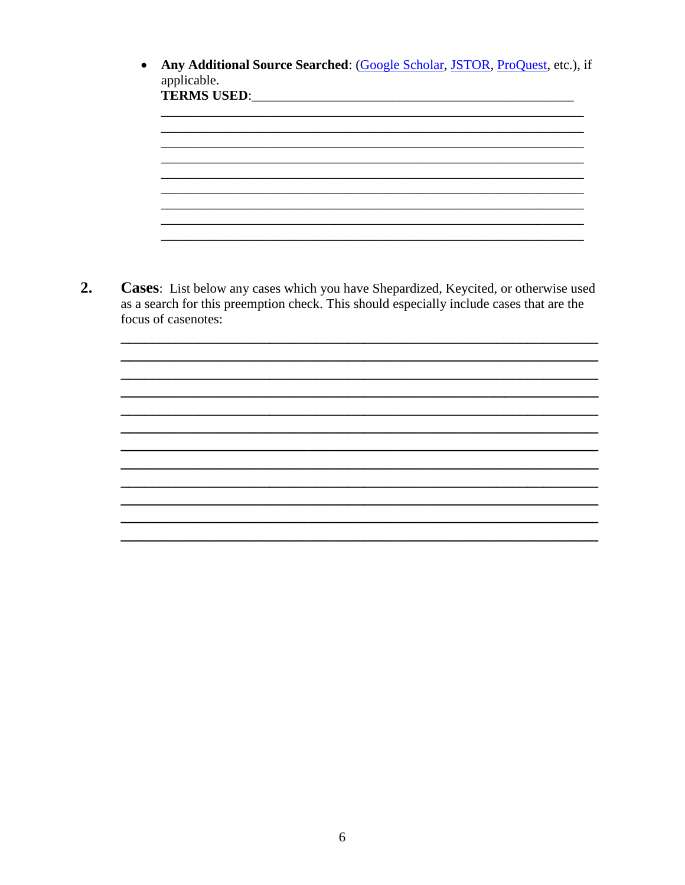- **Any Additional Source Searched**: (Google Scholar, JSTOR, ProQuest, etc.), if applicable.
  **TERMS USED**:\_\_\_\_\_\_\_\_\_\_\_\_\_\_\_\_\_\_\_\_\_\_\_\_\_\_\_\_\_\_\_\_\_\_\_\_\_\_\_\_\_\_\_\_\_\_\_\_
  \_\_\_\_\_\_\_\_\_\_\_\_\_\_\_\_\_\_\_\_\_\_\_\_\_\_\_\_\_\_\_\_\_\_\_\_\_\_\_\_\_\_\_\_\_\_\_\_\_\_\_\_\_\_\_\_\_\_\_\_
  \_\_\_\_\_\_\_\_\_\_\_\_\_\_\_\_\_\_\_\_\_\_\_\_\_\_\_\_\_\_\_\_\_\_\_\_\_\_\_\_\_\_\_\_\_\_\_\_\_\_\_\_\_\_\_\_\_\_\_\_
  \_\_\_\_\_\_\_\_\_\_\_\_\_\_\_\_\_\_\_\_\_\_\_\_\_\_\_\_\_\_\_\_\_\_\_\_\_\_\_\_\_\_\_\_\_\_\_\_\_\_\_\_\_\_\_\_\_\_\_\_
  \_\_\_\_\_\_\_\_\_\_\_\_\_\_\_\_\_\_\_\_\_\_\_\_\_\_\_\_\_\_\_\_\_\_\_\_\_\_\_\_\_\_\_\_\_\_\_\_\_\_\_\_\_\_\_\_\_\_\_\_
  \_\_\_\_\_\_\_\_\_\_\_\_\_\_\_\_\_\_\_\_\_\_\_\_\_\_\_\_\_\_\_\_\_\_\_\_\_\_\_\_\_\_\_\_\_\_\_\_\_\_\_\_\_\_\_\_\_\_\_\_
  \_\_\_\_\_\_\_\_\_\_\_\_\_\_\_\_\_\_\_\_\_\_\_\_\_\_\_\_\_\_\_\_\_\_\_\_\_\_\_\_\_\_\_\_\_\_\_\_\_\_\_\_\_\_\_\_\_\_\_\_
  \_\_\_\_\_\_\_\_\_\_\_\_\_\_\_\_\_\_\_\_\_\_\_\_\_\_\_\_\_\_\_\_\_\_\_\_\_\_\_\_\_\_\_\_\_\_\_\_\_\_\_\_\_\_\_\_\_\_\_\_
  \_\_\_\_\_\_\_\_\_\_\_\_\_\_\_\_\_\_\_\_\_\_\_\_\_\_\_\_\_\_\_\_\_\_\_\_\_\_\_\_\_\_\_\_\_\_\_\_\_\_\_\_\_\_\_\_\_\_\_\_
  \_\_\_\_\_\_\_\_\_\_\_\_\_\_\_\_\_\_\_\_\_\_\_\_\_\_\_\_\_\_\_\_\_\_\_\_\_\_\_\_\_\_\_\_\_\_\_\_\_\_\_\_\_\_\_\_\_\_\_\_

**2. Cases**: List below any cases which you have Shepardized, Keycited, or otherwise used as a search for this preemption check. This should especially include cases that are the focus of casenotes:

\_\_\_\_\_\_\_\_\_\_\_\_\_\_\_\_\_\_\_\_\_\_\_\_\_\_\_\_\_\_\_\_\_\_\_\_\_\_\_\_\_\_\_\_\_\_\_\_\_\_\_\_\_\_\_\_\_\_\_\_
\_\_\_\_\_\_\_\_\_\_\_\_\_\_\_\_\_\_\_\_\_\_\_\_\_\_\_\_\_\_\_\_\_\_\_\_\_\_\_\_\_\_\_\_\_\_\_\_\_\_\_\_\_\_\_\_\_\_\_\_
\_\_\_\_\_\_\_\_\_\_\_\_\_\_\_\_\_\_\_\_\_\_\_\_\_\_\_\_\_\_\_\_\_\_\_\_\_\_\_\_\_\_\_\_\_\_\_\_\_\_\_\_\_\_\_\_\_\_\_\_
\_\_\_\_\_\_\_\_\_\_\_\_\_\_\_\_\_\_\_\_\_\_\_\_\_\_\_\_\_\_\_\_\_\_\_\_\_\_\_\_\_\_\_\_\_\_\_\_\_\_\_\_\_\_\_\_\_\_\_\_
\_\_\_\_\_\_\_\_\_\_\_\_\_\_\_\_\_\_\_\_\_\_\_\_\_\_\_\_\_\_\_\_\_\_\_\_\_\_\_\_\_\_\_\_\_\_\_\_\_\_\_\_\_\_\_\_\_\_\_\_
\_\_\_\_\_\_\_\_\_\_\_\_\_\_\_\_\_\_\_\_\_\_\_\_\_\_\_\_\_\_\_\_\_\_\_\_\_\_\_\_\_\_\_\_\_\_\_\_\_\_\_\_\_\_\_\_\_\_\_\_
\_\_\_\_\_\_\_\_\_\_\_\_\_\_\_\_\_\_\_\_\_\_\_\_\_\_\_\_\_\_\_\_\_\_\_\_\_\_\_\_\_\_\_\_\_\_\_\_\_\_\_\_\_\_\_\_\_\_\_\_
\_\_\_\_\_\_\_\_\_\_\_\_\_\_\_\_\_\_\_\_\_\_\_\_\_\_\_\_\_\_\_\_\_\_\_\_\_\_\_\_\_\_\_\_\_\_\_\_\_\_\_\_\_\_\_\_\_\_\_\_
\_\_\_\_\_\_\_\_\_\_\_\_\_\_\_\_\_\_\_\_\_\_\_\_\_\_\_\_\_\_\_\_\_\_\_\_\_\_\_\_\_\_\_\_\_\_\_\_\_\_\_\_\_\_\_\_\_\_\_\_
\_\_\_\_\_\_\_\_\_\_\_\_\_\_\_\_\_\_\_\_\_\_\_\_\_\_\_\_\_\_\_\_\_\_\_\_\_\_\_\_\_\_\_\_\_\_\_\_\_\_\_\_\_\_\_\_\_\_\_\_
\_\_\_\_\_\_\_\_\_\_\_\_\_\_\_\_\_\_\_\_\_\_\_\_\_\_\_\_\_\_\_\_\_\_\_\_\_\_\_\_\_\_\_\_\_\_\_\_\_\_\_\_\_\_\_\_\_\_\_\_
\_\_\_\_\_\_\_\_\_\_\_\_\_\_\_\_\_\_\_\_\_\_\_\_\_\_\_\_\_\_\_\_\_\_\_\_\_\_\_\_\_\_\_\_\_\_\_\_\_\_\_\_\_\_\_\_\_\_\_\_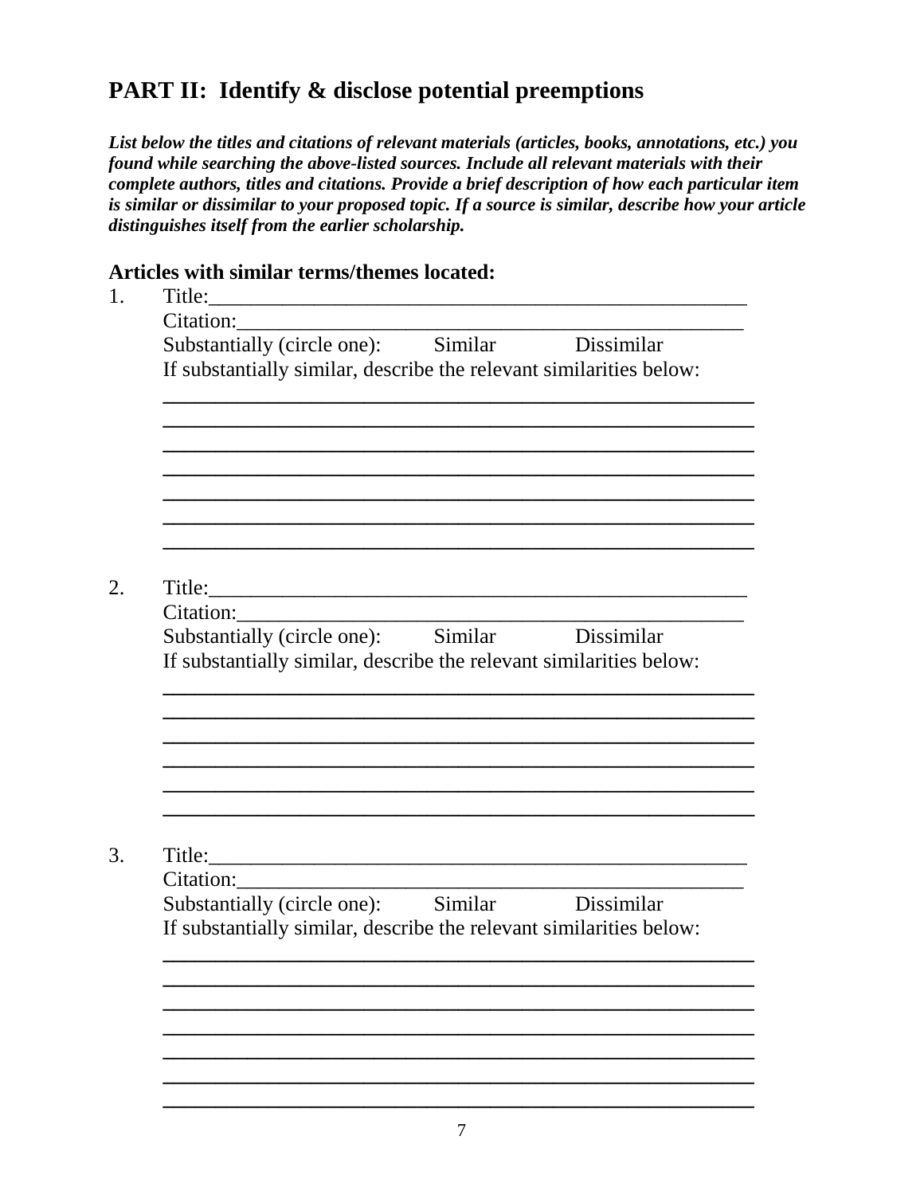## PART II: Identify & disclose potential preemptions

***List below the titles and citations of relevant materials (articles, books, annotations, etc.) you found while searching the above-listed sources. Include all relevant materials with their complete authors, titles and citations. Provide a brief description of how each particular item is similar or dissimilar to your proposed topic. If a source is similar, describe how your article distinguishes itself from the earlier scholarship.***

### Articles with similar terms/themes located:

1. Title:_____________________________________________________

   Citation:__________________________________________________

   Substantially (circle one): Similar Dissimilar

   If substantially similar, describe the relevant similarities below:

   ______________________________________________________________
   ______________________________________________________________
   ______________________________________________________________
   ______________________________________________________________
   ______________________________________________________________
   ______________________________________________________________
   ______________________________________________________________

2. Title:_____________________________________________________

   Citation:__________________________________________________

   Substantially (circle one): Similar Dissimilar

   If substantially similar, describe the relevant similarities below:

   ______________________________________________________________
   ______________________________________________________________
   ______________________________________________________________
   ______________________________________________________________
   ______________________________________________________________
   ______________________________________________________________

3. Title:_____________________________________________________

   Citation:__________________________________________________

   Substantially (circle one): Similar Dissimilar

   If substantially similar, describe the relevant similarities below:

   ______________________________________________________________
   ______________________________________________________________
   ______________________________________________________________
   ______________________________________________________________
   ______________________________________________________________
   ______________________________________________________________
   ______________________________________________________________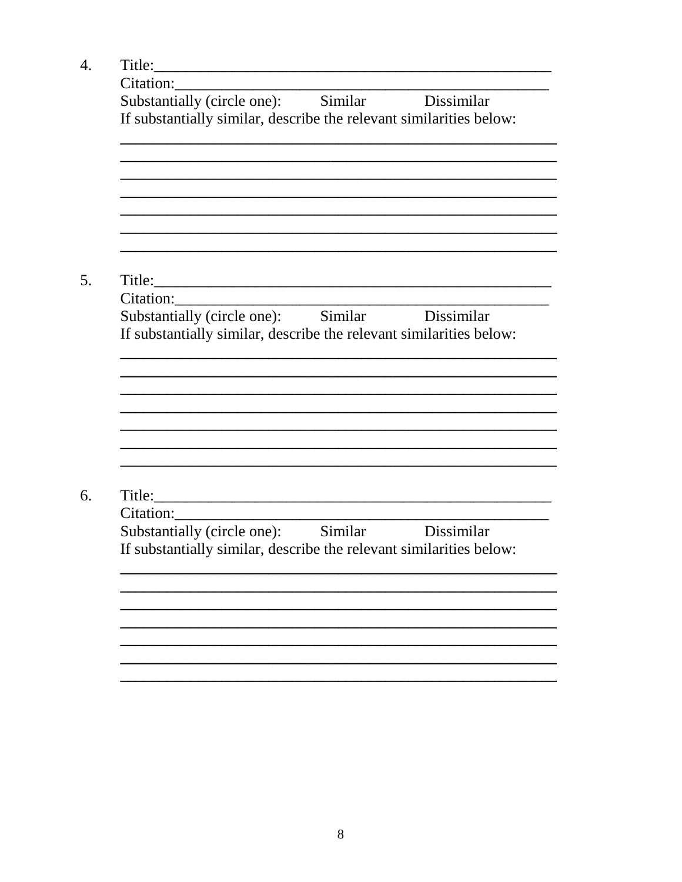4. Title:_______________________________________________

   Citation:_____________________________________________

   Substantially (circle one): Similar Dissimilar

   If substantially similar, describe the relevant similarities below:

   ______________________________________________________
   ______________________________________________________
   ______________________________________________________
   ______________________________________________________
   ______________________________________________________
   ______________________________________________________
   ______________________________________________________

5. Title:_______________________________________________

   Citation:_____________________________________________

   Substantially (circle one): Similar Dissimilar

   If substantially similar, describe the relevant similarities below:

   ______________________________________________________
   ______________________________________________________
   ______________________________________________________
   ______________________________________________________
   ______________________________________________________
   ______________________________________________________
   ______________________________________________________

6. Title:_______________________________________________

   Citation:_____________________________________________

   Substantially (circle one): Similar Dissimilar

   If substantially similar, describe the relevant similarities below:

   ______________________________________________________
   ______________________________________________________
   ______________________________________________________
   ______________________________________________________
   ______________________________________________________
   ______________________________________________________
   ______________________________________________________